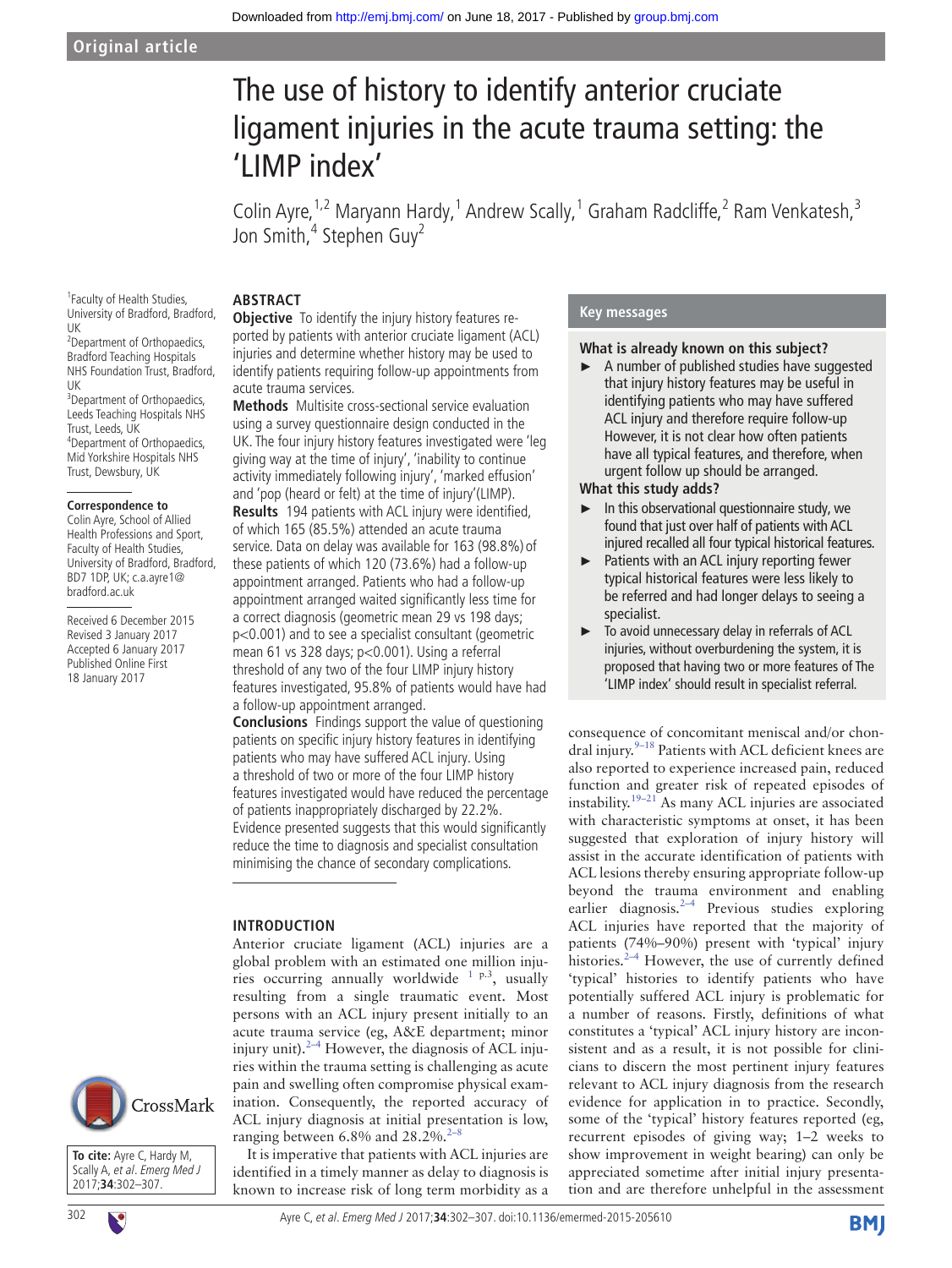Original article

# The use of history to identify anterior cruciate ligament injuries in the acute trauma setting: the 'LIMP index'

Colin Ayre,[1,2] Maryann Hardy,[1] Andrew Scally,[1] Graham Radcliffe,[2] Ram Venkatesh,[3] Jon Smith,[4] Stephen Guy[2]

[1]Faculty of Health Studies, University of Bradford, Bradford, UK
[2]Department of Orthopaedics, Bradford Teaching Hospitals NHS Foundation Trust, Bradford, UK
[3]Department of Orthopaedics, Leeds Teaching Hospitals NHS Trust, Leeds, UK
[4]Department of Orthopaedics, Mid Yorkshire Hospitals NHS Trust, Dewsbury, UK

**Correspondence to**
Colin Ayre, School of Allied Health Professions and Sport, Faculty of Health Studies, University of Bradford, Bradford, BD7 1DP, UK; c.a.ayre1@bradford.ac.uk

Received 6 December 2015
Revised 3 January 2017
Accepted 6 January 2017
Published Online First 18 January 2017

**To cite:** Ayre C, Hardy M, Scally A, *et al*. *Emerg Med J* 2017;**34**:302–307.

## ABSTRACT

**Objective** To identify the injury history features reported by patients with anterior cruciate ligament (ACL) injuries and determine whether history may be used to identify patients requiring follow-up appointments from acute trauma services.

**Methods** Multisite cross-sectional service evaluation using a survey questionnaire design conducted in the UK. The four injury history features investigated were 'leg giving way at the time of injury', 'inability to continue activity immediately following injury', 'marked effusion' and 'pop (heard or felt) at the time of injury'(LIMP).

**Results** 194 patients with ACL injury were identified, of which 165 (85.5%) attended an acute trauma service. Data on delay was available for 163 (98.8%) of these patients of which 120 (73.6%) had a follow-up appointment arranged. Patients who had a follow-up appointment arranged waited significantly less time for a correct diagnosis (geometric mean 29 vs 198 days; p<0.001) and to see a specialist consultant (geometric mean 61 vs 328 days; p<0.001). Using a referral threshold of any two of the four LIMP injury history features investigated, 95.8% of patients would have had a follow-up appointment arranged.

**Conclusions** Findings support the value of questioning patients on specific injury history features in identifying patients who may have suffered ACL injury. Using a threshold of two or more of the four LIMP history features investigated would have reduced the percentage of patients inappropriately discharged by 22.2%. Evidence presented suggests that this would significantly reduce the time to diagnosis and specialist consultation minimising the chance of secondary complications.

## Key messages

**What is already known on this subject?**

- A number of published studies have suggested that injury history features may be useful in identifying patients who may have suffered ACL injury and therefore require follow-up However, it is not clear how often patients have all typical features, and therefore, when urgent follow up should be arranged.

**What this study adds?**

- In this observational questionnaire study, we found that just over half of patients with ACL injured recalled all four typical historical features.
- Patients with an ACL injury reporting fewer typical historical features were less likely to be referred and had longer delays to seeing a specialist.
- To avoid unnecessary delay in referrals of ACL injuries, without overburdening the system, it is proposed that having two or more features of The 'LIMP index' should result in specialist referral.

## INTRODUCTION

Anterior cruciate ligament (ACL) injuries are a global problem with an estimated one million injuries occurring annually worldwide [1 p.3], usually resulting from a single traumatic event. Most persons with an ACL injury present initially to an acute trauma service (eg, A&E department; minor injury unit).[2–4] However, the diagnosis of ACL injuries within the trauma setting is challenging as acute pain and swelling often compromise physical examination. Consequently, the reported accuracy of ACL injury diagnosis at initial presentation is low, ranging between 6.8% and 28.2%.[2–8]

It is imperative that patients with ACL injuries are identified in a timely manner as delay to diagnosis is known to increase risk of long term morbidity as a consequence of concomitant meniscal and/or chondral injury.[9–18] Patients with ACL deficient knees are also reported to experience increased pain, reduced function and greater risk of repeated episodes of instability.[19–21] As many ACL injuries are associated with characteristic symptoms at onset, it has been suggested that exploration of injury history will assist in the accurate identification of patients with ACL lesions thereby ensuring appropriate follow-up beyond the trauma environment and enabling earlier diagnosis.[2–4] Previous studies exploring ACL injuries have reported that the majority of patients (74%–90%) present with 'typical' injury histories.[2–4] However, the use of currently defined 'typical' histories to identify patients who have potentially suffered ACL injury is problematic for a number of reasons. Firstly, definitions of what constitutes a 'typical' ACL injury history are inconsistent and as a result, it is not possible for clinicians to discern the most pertinent injury features relevant to ACL injury diagnosis from the research evidence for application in to practice. Secondly, some of the 'typical' history features reported (eg, recurrent episodes of giving way; 1–2 weeks to show improvement in weight bearing) can only be appreciated sometime after initial injury presentation and are therefore unhelpful in the assessment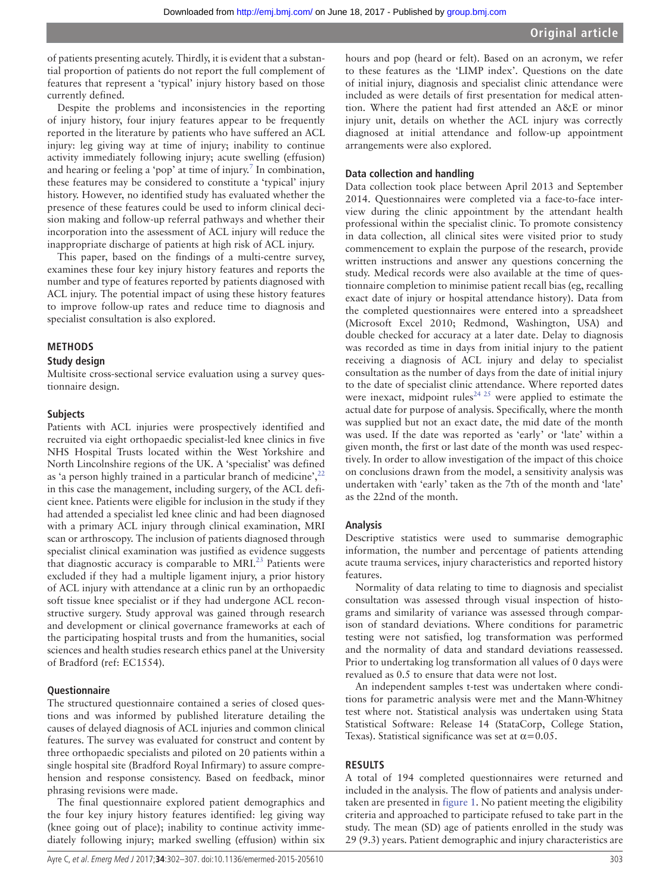of patients presenting acutely. Thirdly, it is evident that a substantial proportion of patients do not report the full complement of features that represent a 'typical' injury history based on those currently defined.

Despite the problems and inconsistencies in the reporting of injury history, four injury features appear to be frequently reported in the literature by patients who have suffered an ACL injury: leg giving way at time of injury; inability to continue activity immediately following injury; acute swelling (effusion) and hearing or feeling a 'pop' at time of injury.[7] In combination, these features may be considered to constitute a 'typical' injury history. However, no identified study has evaluated whether the presence of these features could be used to inform clinical decision making and follow-up referral pathways and whether their incorporation into the assessment of ACL injury will reduce the inappropriate discharge of patients at high risk of ACL injury.

This paper, based on the findings of a multi-centre survey, examines these four key injury history features and reports the number and type of features reported by patients diagnosed with ACL injury. The potential impact of using these history features to improve follow-up rates and reduce time to diagnosis and specialist consultation is also explored.

## METHODS

### Study design

Multisite cross-sectional service evaluation using a survey questionnaire design.

### Subjects

Patients with ACL injuries were prospectively identified and recruited via eight orthopaedic specialist-led knee clinics in five NHS Hospital Trusts located within the West Yorkshire and North Lincolnshire regions of the UK. A 'specialist' was defined as 'a person highly trained in a particular branch of medicine',[22] in this case the management, including surgery, of the ACL deficient knee. Patients were eligible for inclusion in the study if they had attended a specialist led knee clinic and had been diagnosed with a primary ACL injury through clinical examination, MRI scan or arthroscopy. The inclusion of patients diagnosed through specialist clinical examination was justified as evidence suggests that diagnostic accuracy is comparable to MRI.[23] Patients were excluded if they had a multiple ligament injury, a prior history of ACL injury with attendance at a clinic run by an orthopaedic soft tissue knee specialist or if they had undergone ACL reconstructive surgery. Study approval was gained through research and development or clinical governance frameworks at each of the participating hospital trusts and from the humanities, social sciences and health studies research ethics panel at the University of Bradford (ref: EC1554).

### Questionnaire

The structured questionnaire contained a series of closed questions and was informed by published literature detailing the causes of delayed diagnosis of ACL injuries and common clinical features. The survey was evaluated for construct and content by three orthopaedic specialists and piloted on 20 patients within a single hospital site (Bradford Royal Infirmary) to assure comprehension and response consistency. Based on feedback, minor phrasing revisions were made.

The final questionnaire explored patient demographics and the four key injury history features identified: leg giving way (knee going out of place); inability to continue activity immediately following injury; marked swelling (effusion) within six hours and pop (heard or felt). Based on an acronym, we refer to these features as the 'LIMP index'. Questions on the date of initial injury, diagnosis and specialist clinic attendance were included as were details of first presentation for medical attention. Where the patient had first attended an A&E or minor injury unit, details on whether the ACL injury was correctly diagnosed at initial attendance and follow-up appointment arrangements were also explored.

### Data collection and handling

Data collection took place between April 2013 and September 2014. Questionnaires were completed via a face-to-face interview during the clinic appointment by the attendant health professional within the specialist clinic. To promote consistency in data collection, all clinical sites were visited prior to study commencement to explain the purpose of the research, provide written instructions and answer any questions concerning the study. Medical records were also available at the time of questionnaire completion to minimise patient recall bias (eg, recalling exact date of injury or hospital attendance history). Data from the completed questionnaires were entered into a spreadsheet (Microsoft Excel 2010; Redmond, Washington, USA) and double checked for accuracy at a later date. Delay to diagnosis was recorded as time in days from initial injury to the patient receiving a diagnosis of ACL injury and delay to specialist consultation as the number of days from the date of initial injury to the date of specialist clinic attendance. Where reported dates were inexact, midpoint rules[24 25] were applied to estimate the actual date for purpose of analysis. Specifically, where the month was supplied but not an exact date, the mid date of the month was used. If the date was reported as 'early' or 'late' within a given month, the first or last date of the month was used respectively. In order to allow investigation of the impact of this choice on conclusions drawn from the model, a sensitivity analysis was undertaken with 'early' taken as the 7th of the month and 'late' as the 22nd of the month.

### Analysis

Descriptive statistics were used to summarise demographic information, the number and percentage of patients attending acute trauma services, injury characteristics and reported history features.

Normality of data relating to time to diagnosis and specialist consultation was assessed through visual inspection of histograms and similarity of variance was assessed through comparison of standard deviations. Where conditions for parametric testing were not satisfied, log transformation was performed and the normality of data and standard deviations reassessed. Prior to undertaking log transformation all values of 0 days were revalued as 0.5 to ensure that data were not lost.

An independent samples t-test was undertaken where conditions for parametric analysis were met and the Mann-Whitney test where not. Statistical analysis was undertaken using Stata Statistical Software: Release 14 (StataCorp, College Station, Texas). Statistical significance was set at $\alpha=0.05$.

## RESULTS

A total of 194 completed questionnaires were returned and included in the analysis. The flow of patients and analysis undertaken are presented in figure 1. No patient meeting the eligibility criteria and approached to participate refused to take part in the study. The mean (SD) age of patients enrolled in the study was 29 (9.3) years. Patient demographic and injury characteristics are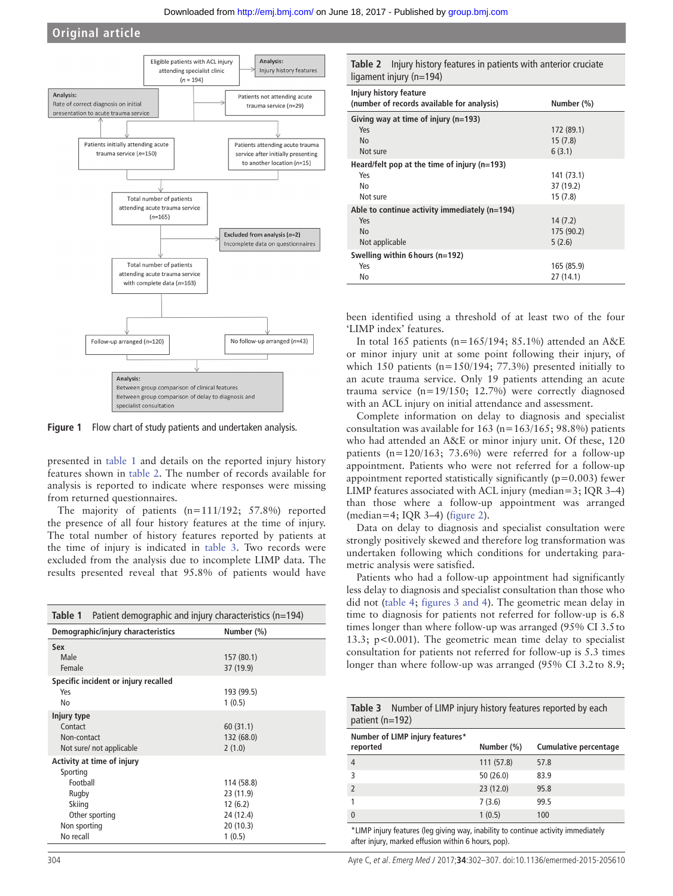Eligible patients with ACL injury attending specialist clinic (n = 194)

Analysis: Injury history features

Patients not attending acute trauma service (n=29)

Analysis: Rate of correct diagnosis on initial presentation to acute trauma service

Patients initially attending acute trauma service (n=150)

Patients attending acute trauma service after initially presenting to another location (n=15)

Total number of patients attending acute trauma service (n=165)

Excluded from analysis (n=2) Incomplete data on questionnaires

Total number of patients attending acute trauma service with complete data (n=163)

Follow-up arranged (n=120)

No follow-up arranged (n=43)

Analysis: Between group comparison of clinical features. Between group comparison of delay to diagnosis and specialist consultation

Figure 1 Flow chart of study patients and undertaken analysis.

presented in table 1 and details on the reported injury history features shown in table 2. The number of records available for analysis is reported to indicate where responses were missing from returned questionnaires.

The majority of patients (n=111/192; 57.8%) reported the presence of all four history features at the time of injury. The total number of history features reported by patients at the time of injury is indicated in table 3. Two records were excluded from the analysis due to incomplete LIMP data. The results presented reveal that 95.8% of patients would have been identified using a threshold of at least two of the four 'LIMP index' features.

In total 165 patients (n=165/194; 85.1%) attended an A&E or minor injury unit at some point following their injury, of which 150 patients (n=150/194; 77.3%) presented initially to an acute trauma service. Only 19 patients attending an acute trauma service (n=19/150; 12.7%) were correctly diagnosed with an ACL injury on initial attendance and assessment.

Complete information on delay to diagnosis and specialist consultation was available for 163 (n=163/165; 98.8%) patients who had attended an A&E or minor injury unit. Of these, 120 patients (n=120/163; 73.6%) were referred for a follow-up appointment. Patients who were not referred for a follow-up appointment reported statistically significantly (p=0.003) fewer LIMP features associated with ACL injury (median=3; IQR 3–4) than those where a follow-up appointment was arranged (median=4; IQR 3–4) (figure 2).

Data on delay to diagnosis and specialist consultation were strongly positively skewed and therefore log transformation was undertaken following which conditions for undertaking parametric analysis were satisfied.

Patients who had a follow-up appointment had significantly less delay to diagnosis and specialist consultation than those who did not (table 4; figures 3 and 4). The geometric mean delay in time to diagnosis for patients not referred for follow-up is 6.8 times longer than where follow-up was arranged (95% CI 3.5 to 13.3; p<0.001). The geometric mean time delay to specialist consultation for patients not referred for follow-up is 5.3 times longer than where follow-up was arranged (95% CI 3.2 to 8.9;

**Table 1** Patient demographic and injury characteristics (n=194)

| Demographic/injury characteristics | Number (%) |
|---|---|
| **Sex** | |
| Male | 157 (80.1) |
| Female | 37 (19.9) |
| **Specific incident or injury recalled** | |
| Yes | 193 (99.5) |
| No | 1 (0.5) |
| **Injury type** | |
| Contact | 60 (31.1) |
| Non-contact | 132 (68.0) |
| Not sure/ not applicable | 2 (1.0) |
| **Activity at time of injury** | |
| Sporting | |
| Football | 114 (58.8) |
| Rugby | 23 (11.9) |
| Skiing | 12 (6.2) |
| Other sporting | 24 (12.4) |
| Non sporting | 20 (10.3) |
| No recall | 1 (0.5) |

**Table 2** Injury history features in patients with anterior cruciate ligament injury (n=194)

| Injury history feature (number of records available for analysis) | Number (%) |
|---|---|
| **Giving way at time of injury (n=193)** | |
| Yes | 172 (89.1) |
| No | 15 (7.8) |
| Not sure | 6 (3.1) |
| **Heard/felt pop at the time of injury (n=193)** | |
| Yes | 141 (73.1) |
| No | 37 (19.2) |
| Not sure | 15 (7.8) |
| **Able to continue activity immediately (n=194)** | |
| Yes | 14 (7.2) |
| No | 175 (90.2) |
| Not applicable | 5 (2.6) |
| **Swelling within 6 hours (n=192)** | |
| Yes | 165 (85.9) |
| No | 27 (14.1) |

**Table 3** Number of LIMP injury history features reported by each patient (n=192)

| Number of LIMP injury features* reported | Number (%) | Cumulative percentage |
|---|---|---|
| 4 | 111 (57.8) | 57.8 |
| 3 | 50 (26.0) | 83.9 |
| 2 | 23 (12.0) | 95.8 |
| 1 | 7 (3.6) | 99.5 |
| 0 | 1 (0.5) | 100 |

*LIMP injury features (leg giving way, inability to continue activity immediately after injury, marked effusion within 6 hours, pop).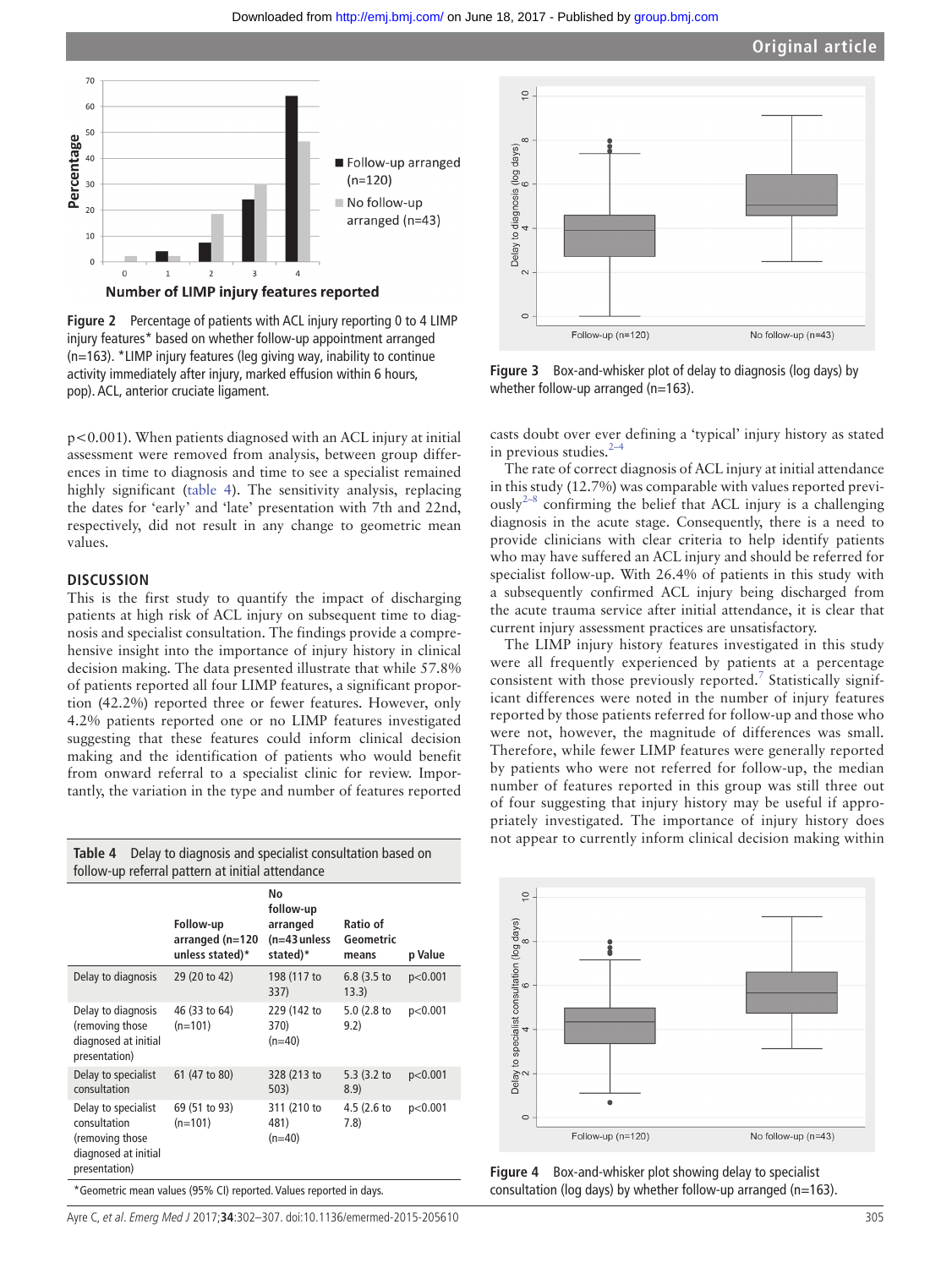Figure 2 Percentage of patients with ACL injury reporting 0 to 4 LIMP injury features* based on whether follow-up appointment arranged (n=163). *LIMP injury features (leg giving way, inability to continue activity immediately after injury, marked effusion within 6 hours, pop). ACL, anterior cruciate ligament.

Figure 3 Box-and-whisker plot of delay to diagnosis (log days) by whether follow-up arranged (n=163).

p<0.001). When patients diagnosed with an ACL injury at initial assessment were removed from analysis, between group differences in time to diagnosis and time to see a specialist remained highly significant (table 4). The sensitivity analysis, replacing the dates for 'early' and 'late' presentation with 7th and 22nd, respectively, did not result in any change to geometric mean values.

## DISCUSSION

This is the first study to quantify the impact of discharging patients at high risk of ACL injury on subsequent time to diagnosis and specialist consultation. The findings provide a comprehensive insight into the importance of injury history in clinical decision making. The data presented illustrate that while 57.8% of patients reported all four LIMP features, a significant proportion (42.2%) reported three or fewer features. However, only 4.2% patients reported one or no LIMP features investigated suggesting that these features could inform clinical decision making and the identification of patients who would benefit from onward referral to a specialist clinic for review. Importantly, the variation in the type and number of features reported casts doubt over ever defining a 'typical' injury history as stated in previous studies.[2–4]

The rate of correct diagnosis of ACL injury at initial attendance in this study (12.7%) was comparable with values reported previously[2–8] confirming the belief that ACL injury is a challenging diagnosis in the acute stage. Consequently, there is a need to provide clinicians with clear criteria to help identify patients who may have suffered an ACL injury and should be referred for specialist follow-up. With 26.4% of patients in this study with a subsequently confirmed ACL injury being discharged from the acute trauma service after initial attendance, it is clear that current injury assessment practices are unsatisfactory.

The LIMP injury history features investigated in this study were all frequently experienced by patients at a percentage consistent with those previously reported.[7] Statistically significant differences were noted in the number of injury features reported by those patients referred for follow-up and those who were not, however, the magnitude of differences was small. Therefore, while fewer LIMP features were generally reported by patients who were not referred for follow-up, the median number of features reported in this group was still three out of four suggesting that injury history may be useful if appropriately investigated. The importance of injury history does not appear to currently inform clinical decision making within

**Table 4** Delay to diagnosis and specialist consultation based on follow-up referral pattern at initial attendance

| | Follow-up arranged (n=120 unless stated)* | No follow-up arranged (n=43 unless stated)* | Ratio of Geometric means | p Value |
|---|---|---|---|---|
| Delay to diagnosis | 29 (20 to 42) | 198 (117 to 337) | 6.8 (3.5 to 13.3) | p<0.001 |
| Delay to diagnosis (removing those diagnosed at initial presentation) | 46 (33 to 64) (n=101) | 229 (142 to 370) (n=40) | 5.0 (2.8 to 9.2) | p<0.001 |
| Delay to specialist consultation | 61 (47 to 80) | 328 (213 to 503) | 5.3 (3.2 to 8.9) | p<0.001 |
| Delay to specialist consultation (removing those diagnosed at initial presentation) | 69 (51 to 93) (n=101) | 311 (210 to 481) (n=40) | 4.5 (2.6 to 7.8) | p<0.001 |

*Geometric mean values (95% CI) reported. Values reported in days.

Figure 4 Box-and-whisker plot showing delay to specialist consultation (log days) by whether follow-up arranged (n=163).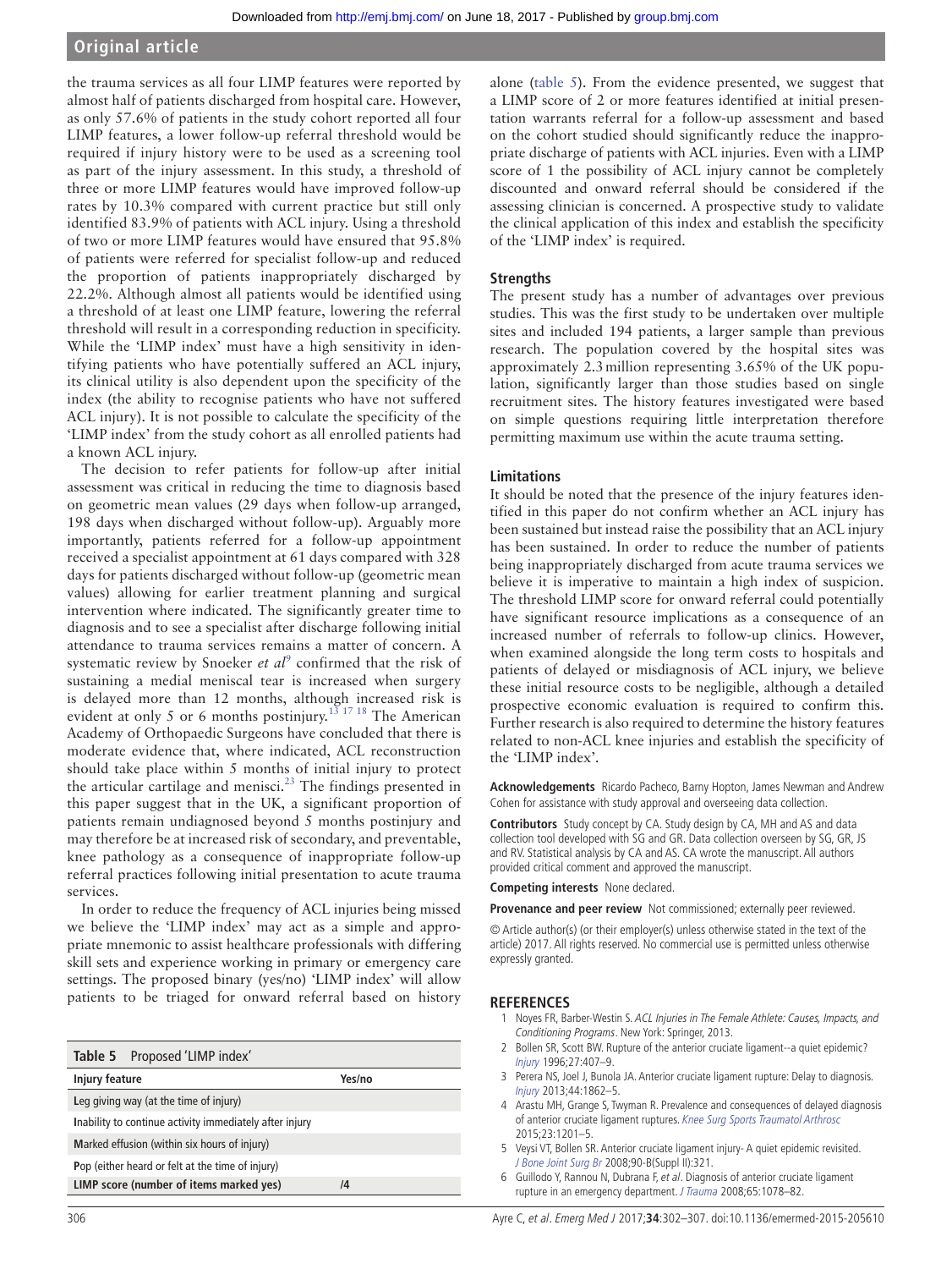the trauma services as all four LIMP features were reported by almost half of patients discharged from hospital care. However, as only 57.6% of patients in the study cohort reported all four LIMP features, a lower follow-up referral threshold would be required if injury history were to be used as a screening tool as part of the injury assessment. In this study, a threshold of three or more LIMP features would have improved follow-up rates by 10.3% compared with current practice but still only identified 83.9% of patients with ACL injury. Using a threshold of two or more LIMP features would have ensured that 95.8% of patients were referred for specialist follow-up and reduced the proportion of patients inappropriately discharged by 22.2%. Although almost all patients would be identified using a threshold of at least one LIMP feature, lowering the referral threshold will result in a corresponding reduction in specificity. While the 'LIMP index' must have a high sensitivity in identifying patients who have potentially suffered an ACL injury, its clinical utility is also dependent upon the specificity of the index (the ability to recognise patients who have not suffered ACL injury). It is not possible to calculate the specificity of the 'LIMP index' from the study cohort as all enrolled patients had a known ACL injury.

The decision to refer patients for follow-up after initial assessment was critical in reducing the time to diagnosis based on geometric mean values (29 days when follow-up arranged, 198 days when discharged without follow-up). Arguably more importantly, patients referred for a follow-up appointment received a specialist appointment at 61 days compared with 328 days for patients discharged without follow-up (geometric mean values) allowing for earlier treatment planning and surgical intervention where indicated. The significantly greater time to diagnosis and to see a specialist after discharge following initial attendance to trauma services remains a matter of concern. A systematic review by Snoeker *et al*[9] confirmed that the risk of sustaining a medial meniscal tear is increased when surgery is delayed more than 12 months, although increased risk is evident at only 5 or 6 months postinjury.[13 17 18] The American Academy of Orthopaedic Surgeons have concluded that there is moderate evidence that, where indicated, ACL reconstruction should take place within 5 months of initial injury to protect the articular cartilage and menisci.[23] The findings presented in this paper suggest that in the UK, a significant proportion of patients remain undiagnosed beyond 5 months postinjury and may therefore be at increased risk of secondary, and preventable, knee pathology as a consequence of inappropriate follow-up referral practices following initial presentation to acute trauma services.

In order to reduce the frequency of ACL injuries being missed we believe the 'LIMP index' may act as a simple and appropriate mnemonic to assist healthcare professionals with differing skill sets and experience working in primary or emergency care settings. The proposed binary (yes/no) 'LIMP index' will allow patients to be triaged for onward referral based on history alone (table 5). From the evidence presented, we suggest that a LIMP score of 2 or more features identified at initial presentation warrants referral for a follow-up assessment and based on the cohort studied should significantly reduce the inappropriate discharge of patients with ACL injuries. Even with a LIMP score of 1 the possibility of ACL injury cannot be completely discounted and onward referral should be considered if the assessing clinician is concerned. A prospective study to validate the clinical application of this index and establish the specificity of the 'LIMP index' is required.

**Table 5** Proposed 'LIMP index'

| Injury feature | Yes/no |
|---|---|
| **L**eg giving way (at the time of injury) | |
| **I**nability to continue activity immediately after injury | |
| **M**arked effusion (within six hours of injury) | |
| **P**op (either heard or felt at the time of injury) | |
| **LIMP score (number of items marked yes)** | **/4** |

## Strengths

The present study has a number of advantages over previous studies. This was the first study to be undertaken over multiple sites and included 194 patients, a larger sample than previous research. The population covered by the hospital sites was approximately 2.3 million representing 3.65% of the UK population, significantly larger than those studies based on single recruitment sites. The history features investigated were based on simple questions requiring little interpretation therefore permitting maximum use within the acute trauma setting.

## Limitations

It should be noted that the presence of the injury features identified in this paper do not confirm whether an ACL injury has been sustained but instead raise the possibility that an ACL injury has been sustained. In order to reduce the number of patients being inappropriately discharged from acute trauma services we believe it is imperative to maintain a high index of suspicion. The threshold LIMP score for onward referral could potentially have significant resource implications as a consequence of an increased number of referrals to follow-up clinics. However, when examined alongside the long term costs to hospitals and patients of delayed or misdiagnosis of ACL injury, we believe these initial resource costs to be negligible, although a detailed prospective economic evaluation is required to confirm this. Further research is also required to determine the history features related to non-ACL knee injuries and establish the specificity of the 'LIMP index'.

**Acknowledgements** Ricardo Pacheco, Barny Hopton, James Newman and Andrew Cohen for assistance with study approval and overseeing data collection.

**Contributors** Study concept by CA. Study design by CA, MH and AS and data collection tool developed with SG and GR. Data collection overseen by SG, GR, JS and RV. Statistical analysis by CA and AS. CA wrote the manuscript. All authors provided critical comment and approved the manuscript.

**Competing interests** None declared.

**Provenance and peer review** Not commissioned; externally peer reviewed.

© Article author(s) (or their employer(s) unless otherwise stated in the text of the article) 2017. All rights reserved. No commercial use is permitted unless otherwise expressly granted.

## REFERENCES

1. Noyes FR, Barber-Westin S. *ACL Injuries in The Female Athlete: Causes, Impacts, and Conditioning Programs*. New York: Springer, 2013.
2. Bollen SR, Scott BW. Rupture of the anterior cruciate ligament--a quiet epidemic? *Injury* 1996;27:407–9.
3. Perera NS, Joel J, Bunola JA. Anterior cruciate ligament rupture: Delay to diagnosis. *Injury* 2013;44:1862–5.
4. Arastu MH, Grange S, Twyman R. Prevalence and consequences of delayed diagnosis of anterior cruciate ligament ruptures. *Knee Surg Sports Traumatol Arthrosc* 2015;23:1201–5.
5. Veysi VT, Bollen SR. Anterior cruciate ligament injury- A quiet epidemic revisited. *J Bone Joint Surg Br* 2008;90-B(Suppl II):321.
6. Guillodo Y, Rannou N, Dubrana F, *et al*. Diagnosis of anterior cruciate ligament rupture in an emergency department. *J Trauma* 2008;65:1078–82.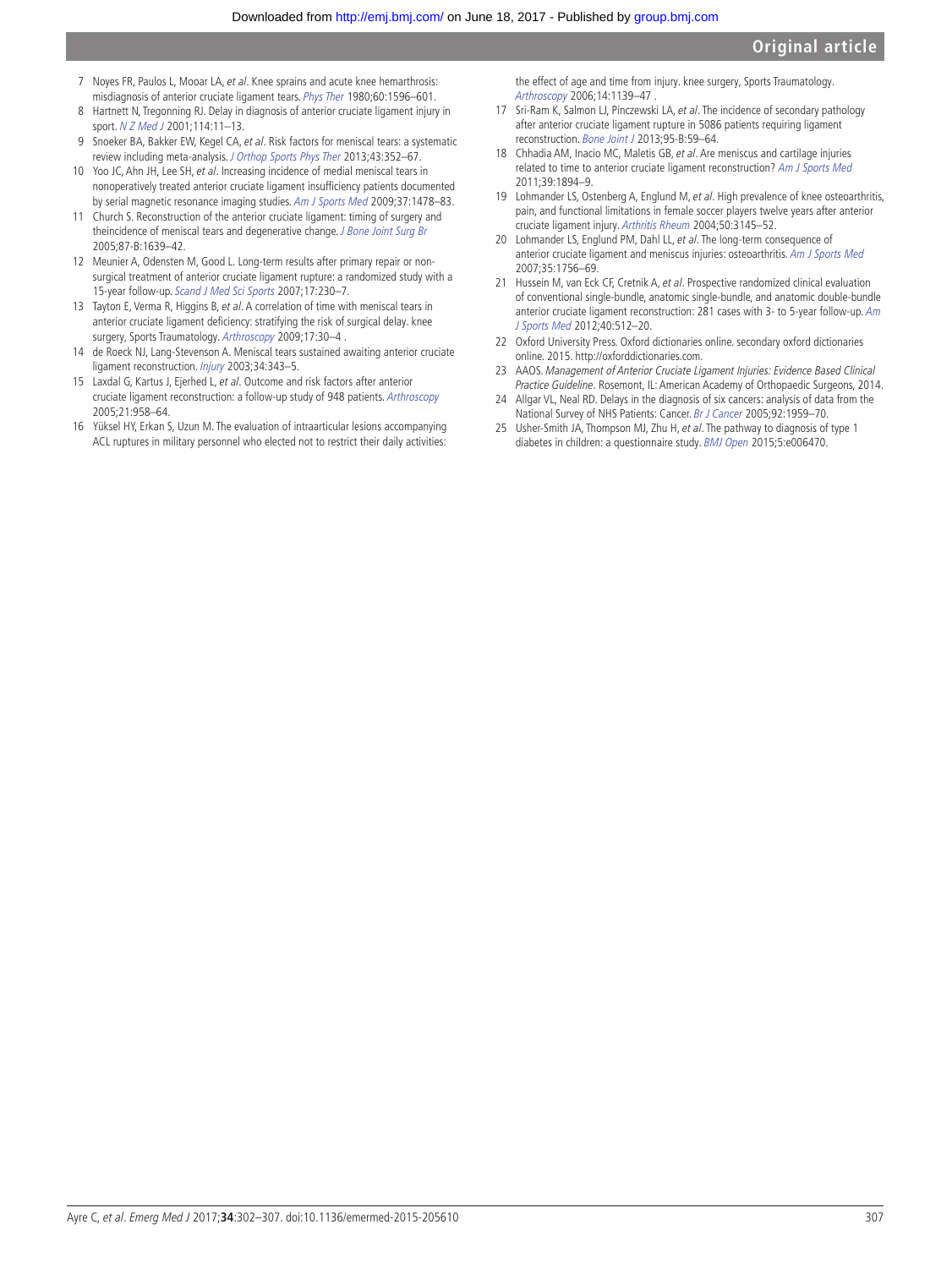7 Noyes FR, Paulos L, Mooar LA, *et al*. Knee sprains and acute knee hemarthrosis: misdiagnosis of anterior cruciate ligament tears. *Phys Ther* 1980;60:1596–601.

8 Hartnett N, Tregonning RJ. Delay in diagnosis of anterior cruciate ligament injury in sport. *N Z Med J* 2001;114:11–13.

9 Snoeker BA, Bakker EW, Kegel CA, *et al*. Risk factors for meniscal tears: a systematic review including meta-analysis. *J Orthop Sports Phys Ther* 2013;43:352–67.

10 Yoo JC, Ahn JH, Lee SH, *et al*. Increasing incidence of medial meniscal tears in nonoperatively treated anterior cruciate ligament insufficiency patients documented by serial magnetic resonance imaging studies. *Am J Sports Med* 2009;37:1478–83.

11 Church S. Reconstruction of the anterior cruciate ligament: timing of surgery and theincidence of meniscal tears and degenerative change. *J Bone Joint Surg Br* 2005;87-B:1639–42.

12 Meunier A, Odensten M, Good L. Long-term results after primary repair or non-surgical treatment of anterior cruciate ligament rupture: a randomized study with a 15-year follow-up. *Scand J Med Sci Sports* 2007;17:230–7.

13 Tayton E, Verma R, Higgins B, *et al*. A correlation of time with meniscal tears in anterior cruciate ligament deficiency: stratifying the risk of surgical delay. knee surgery, Sports Traumatology. *Arthroscopy* 2009;17:30–4 .

14 de Roeck NJ, Lang-Stevenson A. Meniscal tears sustained awaiting anterior cruciate ligament reconstruction. *Injury* 2003;34:343–5.

15 Laxdal G, Kartus J, Ejerhed L, *et al*. Outcome and risk factors after anterior cruciate ligament reconstruction: a follow-up study of 948 patients. *Arthroscopy* 2005;21:958–64.

16 Yüksel HY, Erkan S, Uzun M. The evaluation of intraarticular lesions accompanying ACL ruptures in military personnel who elected not to restrict their daily activities: the effect of age and time from injury. knee surgery, Sports Traumatology. *Arthroscopy* 2006;14:1139–47 .

17 Sri-Ram K, Salmon LJ, Pinczewski LA, *et al*. The incidence of secondary pathology after anterior cruciate ligament rupture in 5086 patients requiring ligament reconstruction. *Bone Joint J* 2013;95-B:59–64.

18 Chhadia AM, Inacio MC, Maletis GB, *et al*. Are meniscus and cartilage injuries related to time to anterior cruciate ligament reconstruction? *Am J Sports Med* 2011;39:1894–9.

19 Lohmander LS, Ostenberg A, Englund M, *et al*. High prevalence of knee osteoarthritis, pain, and functional limitations in female soccer players twelve years after anterior cruciate ligament injury. *Arthritis Rheum* 2004;50:3145–52.

20 Lohmander LS, Englund PM, Dahl LL, *et al*. The long-term consequence of anterior cruciate ligament and meniscus injuries: osteoarthritis. *Am J Sports Med* 2007;35:1756–69.

21 Hussein M, van Eck CF, Cretnik A, *et al*. Prospective randomized clinical evaluation of conventional single-bundle, anatomic single-bundle, and anatomic double-bundle anterior cruciate ligament reconstruction: 281 cases with 3- to 5-year follow-up. *Am J Sports Med* 2012;40:512–20.

22 Oxford University Press. Oxford dictionaries online. secondary oxford dictionaries online. 2015. http://oxforddictionaries.com.

23 AAOS. *Management of Anterior Cruciate Ligament Injuries: Evidence Based Clinical Practice Guideline*. Rosemont, IL: American Academy of Orthopaedic Surgeons, 2014.

24 Allgar VL, Neal RD. Delays in the diagnosis of six cancers: analysis of data from the National Survey of NHS Patients: Cancer. *Br J Cancer* 2005;92:1959–70.

25 Usher-Smith JA, Thompson MJ, Zhu H, *et al*. The pathway to diagnosis of type 1 diabetes in children: a questionnaire study. *BMJ Open* 2015;5:e006470.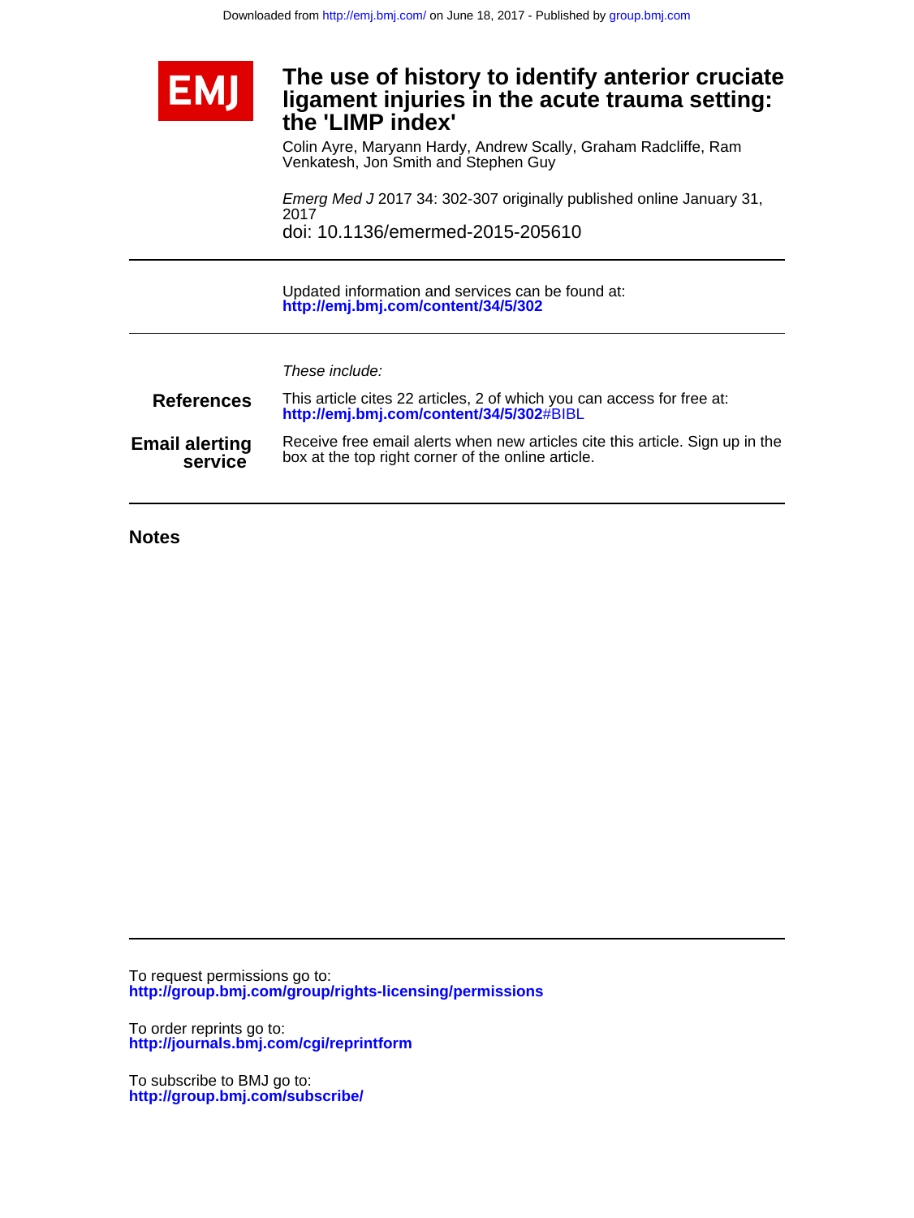Downloaded from http://emj.bmj.com/ on June 18, 2017 - Published by group.bmj.com

EMJ

# The use of history to identify anterior cruciate ligament injuries in the acute trauma setting: the 'LIMP index'

Colin Ayre, Maryann Hardy, Andrew Scally, Graham Radcliffe, Ram Venkatesh, Jon Smith and Stephen Guy

*Emerg Med J* 2017 34: 302-307 originally published online January 31, 2017
doi: 10.1136/emermed-2015-205610

Updated information and services can be found at:
**http://emj.bmj.com/content/34/5/302**

*These include:*

**References** This article cites 22 articles, 2 of which you can access for free at:
**http://emj.bmj.com/content/34/5/302**#BIBL

**Email alerting service** Receive free email alerts when new articles cite this article. Sign up in the box at the top right corner of the online article.

## Notes

To request permissions go to:
**http://group.bmj.com/group/rights-licensing/permissions**

To order reprints go to:
**http://journals.bmj.com/cgi/reprintform**

To subscribe to BMJ go to:
**http://group.bmj.com/subscribe/**